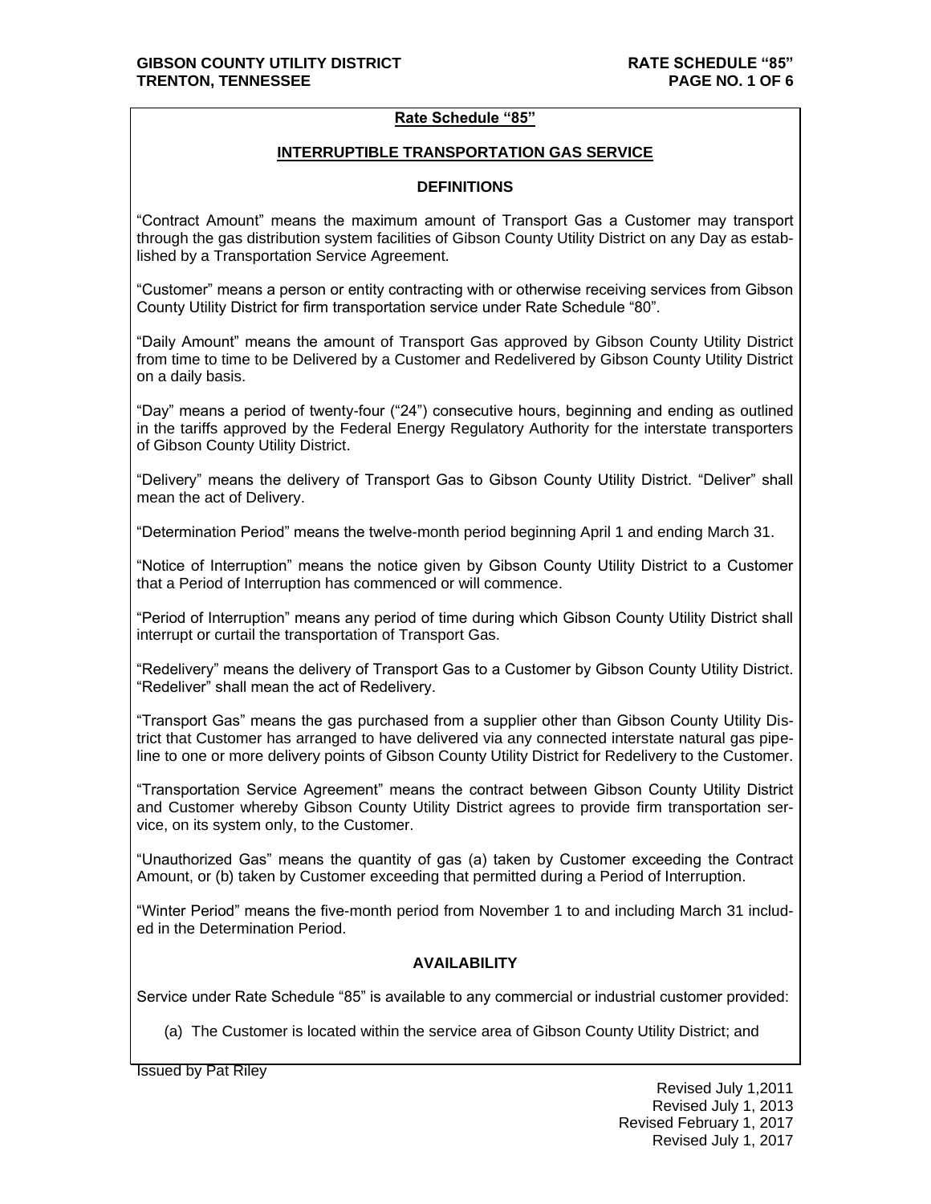## Rate Schedule "85"

## INTERRUPTIBLE TRANSPORTATION GAS SERVICE

### DEFINITIONS

"Contract Amount" means the maximum amount of Transport Gas a Customer may transport through the gas distribution system facilities of Gibson County Utility District on any Day as established by a Transportation Service Agreement.

"Customer" means a person or entity contracting with or otherwise receiving services from Gibson County Utility District for firm transportation service under Rate Schedule "80".

"Daily Amount" means the amount of Transport Gas approved by Gibson County Utility District from time to time to be Delivered by a Customer and Redelivered by Gibson County Utility District on a daily basis.

"Day" means a period of twenty-four ("24") consecutive hours, beginning and ending as outlined in the tariffs approved by the Federal Energy Regulatory Authority for the interstate transporters of Gibson County Utility District.

"Delivery" means the delivery of Transport Gas to Gibson County Utility District. "Deliver" shall mean the act of Delivery.

"Determination Period" means the twelve-month period beginning April 1 and ending March 31.

"Notice of Interruption" means the notice given by Gibson County Utility District to a Customer that a Period of Interruption has commenced or will commence.

"Period of Interruption" means any period of time during which Gibson County Utility District shall interrupt or curtail the transportation of Transport Gas.

"Redelivery" means the delivery of Transport Gas to a Customer by Gibson County Utility District. "Redeliver" shall mean the act of Redelivery.

"Transport Gas" means the gas purchased from a supplier other than Gibson County Utility District that Customer has arranged to have delivered via any connected interstate natural gas pipeline to one or more delivery points of Gibson County Utility District for Redelivery to the Customer.

"Transportation Service Agreement" means the contract between Gibson County Utility District and Customer whereby Gibson County Utility District agrees to provide firm transportation service, on its system only, to the Customer.

"Unauthorized Gas" means the quantity of gas (a) taken by Customer exceeding the Contract Amount, or (b) taken by Customer exceeding that permitted during a Period of Interruption.

"Winter Period" means the five-month period from November 1 to and including March 31 included in the Determination Period.

### AVAILABILITY

Service under Rate Schedule "85" is available to any commercial or industrial customer provided:

(a) The Customer is located within the service area of Gibson County Utility District; and

Issued by Pat Riley

Revised July 1,2011
Revised July 1, 2013
Revised February 1, 2017
Revised July 1, 2017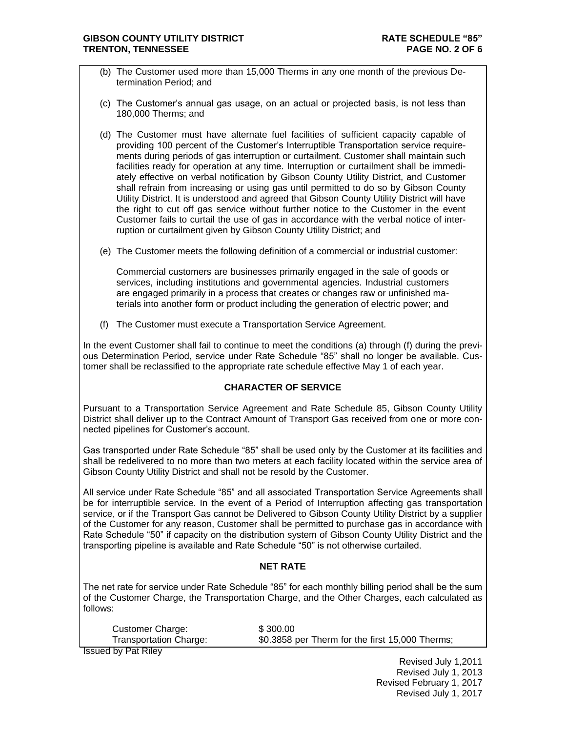(b) The Customer used more than 15,000 Therms in any one month of the previous Determination Period; and

(c) The Customer's annual gas usage, on an actual or projected basis, is not less than 180,000 Therms; and

(d) The Customer must have alternate fuel facilities of sufficient capacity capable of providing 100 percent of the Customer's Interruptible Transportation service requirements during periods of gas interruption or curtailment. Customer shall maintain such facilities ready for operation at any time. Interruption or curtailment shall be immediately effective on verbal notification by Gibson County Utility District, and Customer shall refrain from increasing or using gas until permitted to do so by Gibson County Utility District. It is understood and agreed that Gibson County Utility District will have the right to cut off gas service without further notice to the Customer in the event Customer fails to curtail the use of gas in accordance with the verbal notice of interruption or curtailment given by Gibson County Utility District; and

(e) The Customer meets the following definition of a commercial or industrial customer:

Commercial customers are businesses primarily engaged in the sale of goods or services, including institutions and governmental agencies. Industrial customers are engaged primarily in a process that creates or changes raw or unfinished materials into another form or product including the generation of electric power; and

(f) The Customer must execute a Transportation Service Agreement.

In the event Customer shall fail to continue to meet the conditions (a) through (f) during the previous Determination Period, service under Rate Schedule "85" shall no longer be available. Customer shall be reclassified to the appropriate rate schedule effective May 1 of each year.

## CHARACTER OF SERVICE

Pursuant to a Transportation Service Agreement and Rate Schedule 85, Gibson County Utility District shall deliver up to the Contract Amount of Transport Gas received from one or more connected pipelines for Customer's account.

Gas transported under Rate Schedule "85" shall be used only by the Customer at its facilities and shall be redelivered to no more than two meters at each facility located within the service area of Gibson County Utility District and shall not be resold by the Customer.

All service under Rate Schedule "85" and all associated Transportation Service Agreements shall be for interruptible service. In the event of a Period of Interruption affecting gas transportation service, or if the Transport Gas cannot be Delivered to Gibson County Utility District by a supplier of the Customer for any reason, Customer shall be permitted to purchase gas in accordance with Rate Schedule "50" if capacity on the distribution system of Gibson County Utility District and the transporting pipeline is available and Rate Schedule "50" is not otherwise curtailed.

## NET RATE

The net rate for service under Rate Schedule "85" for each monthly billing period shall be the sum of the Customer Charge, the Transportation Charge, and the Other Charges, each calculated as follows:

Customer Charge: $ 300.00
Transportation Charge: $0.3858 per Therm for the first 15,000 Therms;

Issued by Pat Riley

Revised July 1,2011
Revised July 1, 2013
Revised February 1, 2017
Revised July 1, 2017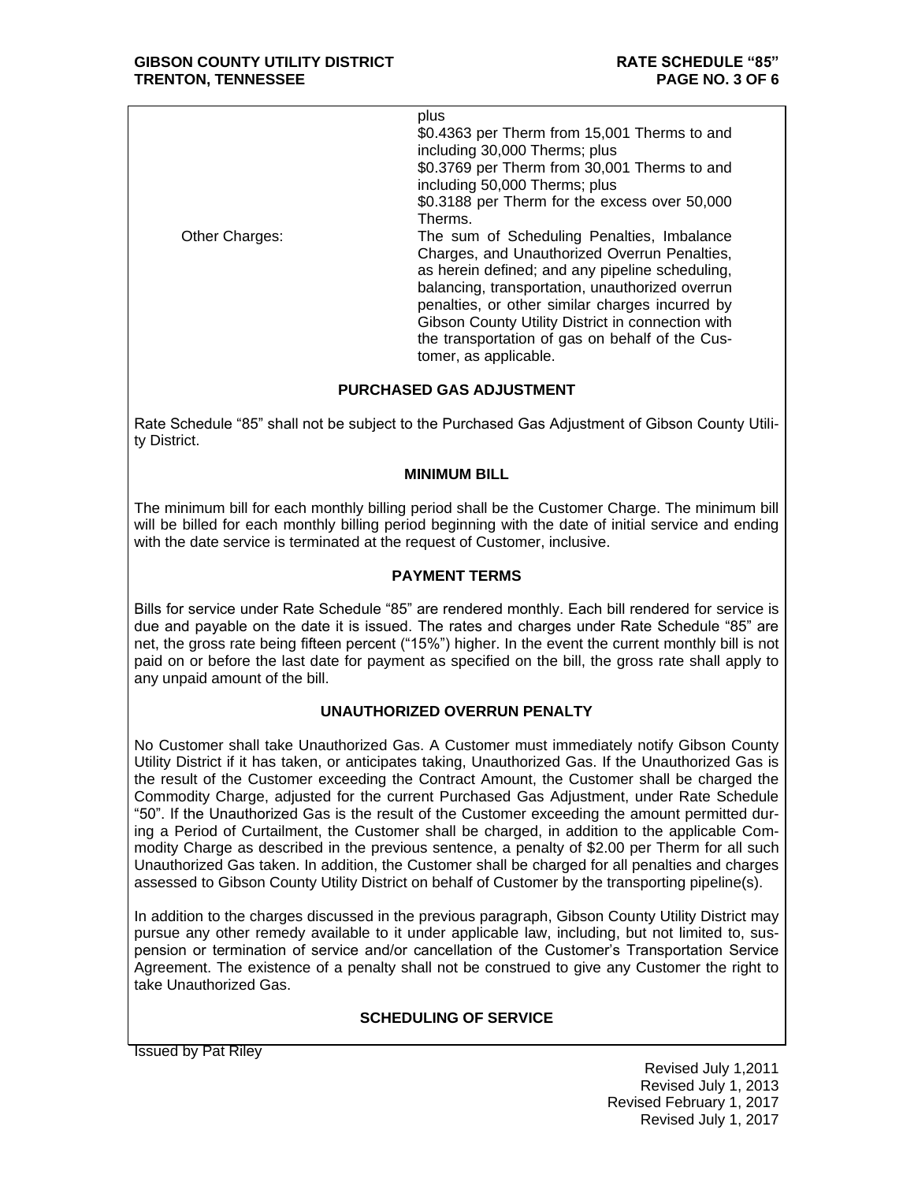| | |
|---|---|
| | plus<br>\$0.4363 per Therm from 15,001 Therms to and including 30,000 Therms; plus<br>\$0.3769 per Therm from 30,001 Therms to and including 50,000 Therms; plus<br>\$0.3188 per Therm for the excess over 50,000 Therms. |
| Other Charges: | The sum of Scheduling Penalties, Imbalance Charges, and Unauthorized Overrun Penalties, as herein defined; and any pipeline scheduling, balancing, transportation, unauthorized overrun penalties, or other similar charges incurred by Gibson County Utility District in connection with the transportation of gas on behalf of the Customer, as applicable. |

## PURCHASED GAS ADJUSTMENT

Rate Schedule "85" shall not be subject to the Purchased Gas Adjustment of Gibson County Utility District.

## MINIMUM BILL

The minimum bill for each monthly billing period shall be the Customer Charge. The minimum bill will be billed for each monthly billing period beginning with the date of initial service and ending with the date service is terminated at the request of Customer, inclusive.

## PAYMENT TERMS

Bills for service under Rate Schedule "85" are rendered monthly. Each bill rendered for service is due and payable on the date it is issued. The rates and charges under Rate Schedule "85" are net, the gross rate being fifteen percent ("15%") higher. In the event the current monthly bill is not paid on or before the last date for payment as specified on the bill, the gross rate shall apply to any unpaid amount of the bill.

## UNAUTHORIZED OVERRUN PENALTY

No Customer shall take Unauthorized Gas. A Customer must immediately notify Gibson County Utility District if it has taken, or anticipates taking, Unauthorized Gas. If the Unauthorized Gas is the result of the Customer exceeding the Contract Amount, the Customer shall be charged the Commodity Charge, adjusted for the current Purchased Gas Adjustment, under Rate Schedule "50". If the Unauthorized Gas is the result of the Customer exceeding the amount permitted during a Period of Curtailment, the Customer shall be charged, in addition to the applicable Commodity Charge as described in the previous sentence, a penalty of $2.00 per Therm for all such Unauthorized Gas taken. In addition, the Customer shall be charged for all penalties and charges assessed to Gibson County Utility District on behalf of Customer by the transporting pipeline(s).

In addition to the charges discussed in the previous paragraph, Gibson County Utility District may pursue any other remedy available to it under applicable law, including, but not limited to, suspension or termination of service and/or cancellation of the Customer's Transportation Service Agreement. The existence of a penalty shall not be construed to give any Customer the right to take Unauthorized Gas.

## SCHEDULING OF SERVICE

Issued by Pat Riley

Revised July 1,2011
Revised July 1, 2013
Revised February 1, 2017
Revised July 1, 2017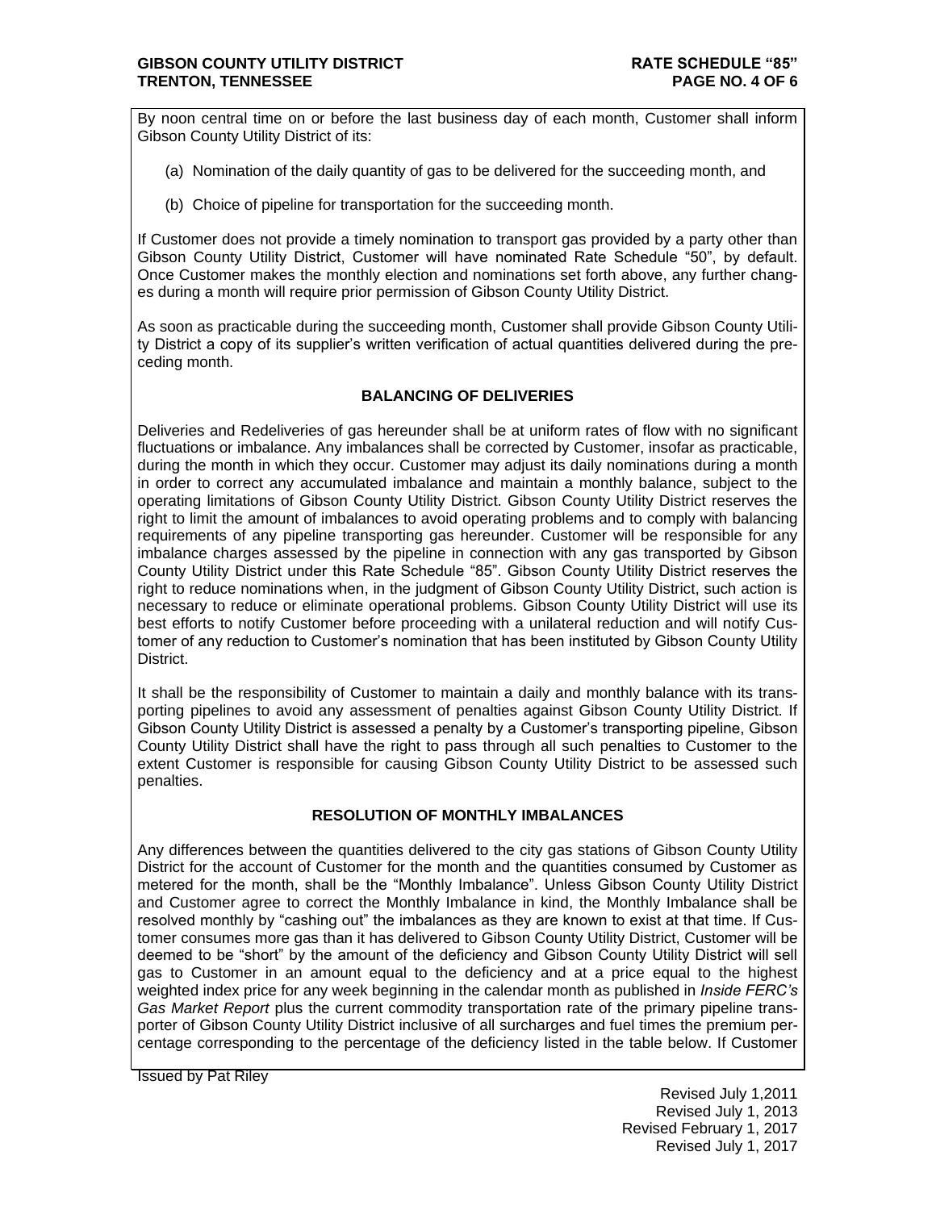By noon central time on or before the last business day of each month, Customer shall inform Gibson County Utility District of its:

(a) Nomination of the daily quantity of gas to be delivered for the succeeding month, and

(b) Choice of pipeline for transportation for the succeeding month.

If Customer does not provide a timely nomination to transport gas provided by a party other than Gibson County Utility District, Customer will have nominated Rate Schedule “50”, by default. Once Customer makes the monthly election and nominations set forth above, any further changes during a month will require prior permission of Gibson County Utility District.

As soon as practicable during the succeeding month, Customer shall provide Gibson County Utility District a copy of its supplier’s written verification of actual quantities delivered during the preceding month.

## BALANCING OF DELIVERIES

Deliveries and Redeliveries of gas hereunder shall be at uniform rates of flow with no significant fluctuations or imbalance. Any imbalances shall be corrected by Customer, insofar as practicable, during the month in which they occur. Customer may adjust its daily nominations during a month in order to correct any accumulated imbalance and maintain a monthly balance, subject to the operating limitations of Gibson County Utility District. Gibson County Utility District reserves the right to limit the amount of imbalances to avoid operating problems and to comply with balancing requirements of any pipeline transporting gas hereunder. Customer will be responsible for any imbalance charges assessed by the pipeline in connection with any gas transported by Gibson County Utility District under this Rate Schedule “85”. Gibson County Utility District reserves the right to reduce nominations when, in the judgment of Gibson County Utility District, such action is necessary to reduce or eliminate operational problems. Gibson County Utility District will use its best efforts to notify Customer before proceeding with a unilateral reduction and will notify Customer of any reduction to Customer’s nomination that has been instituted by Gibson County Utility District.

It shall be the responsibility of Customer to maintain a daily and monthly balance with its transporting pipelines to avoid any assessment of penalties against Gibson County Utility District. If Gibson County Utility District is assessed a penalty by a Customer’s transporting pipeline, Gibson County Utility District shall have the right to pass through all such penalties to Customer to the extent Customer is responsible for causing Gibson County Utility District to be assessed such penalties.

## RESOLUTION OF MONTHLY IMBALANCES

Any differences between the quantities delivered to the city gas stations of Gibson County Utility District for the account of Customer for the month and the quantities consumed by Customer as metered for the month, shall be the “Monthly Imbalance”. Unless Gibson County Utility District and Customer agree to correct the Monthly Imbalance in kind, the Monthly Imbalance shall be resolved monthly by “cashing out” the imbalances as they are known to exist at that time. If Customer consumes more gas than it has delivered to Gibson County Utility District, Customer will be deemed to be “short” by the amount of the deficiency and Gibson County Utility District will sell gas to Customer in an amount equal to the deficiency and at a price equal to the highest weighted index price for any week beginning in the calendar month as published in *Inside FERC’s Gas Market Report* plus the current commodity transportation rate of the primary pipeline transporter of Gibson County Utility District inclusive of all surcharges and fuel times the premium percentage corresponding to the percentage of the deficiency listed in the table below. If Customer

Issued by Pat Riley

Revised July 1,2011
Revised July 1, 2013
Revised February 1, 2017
Revised July 1, 2017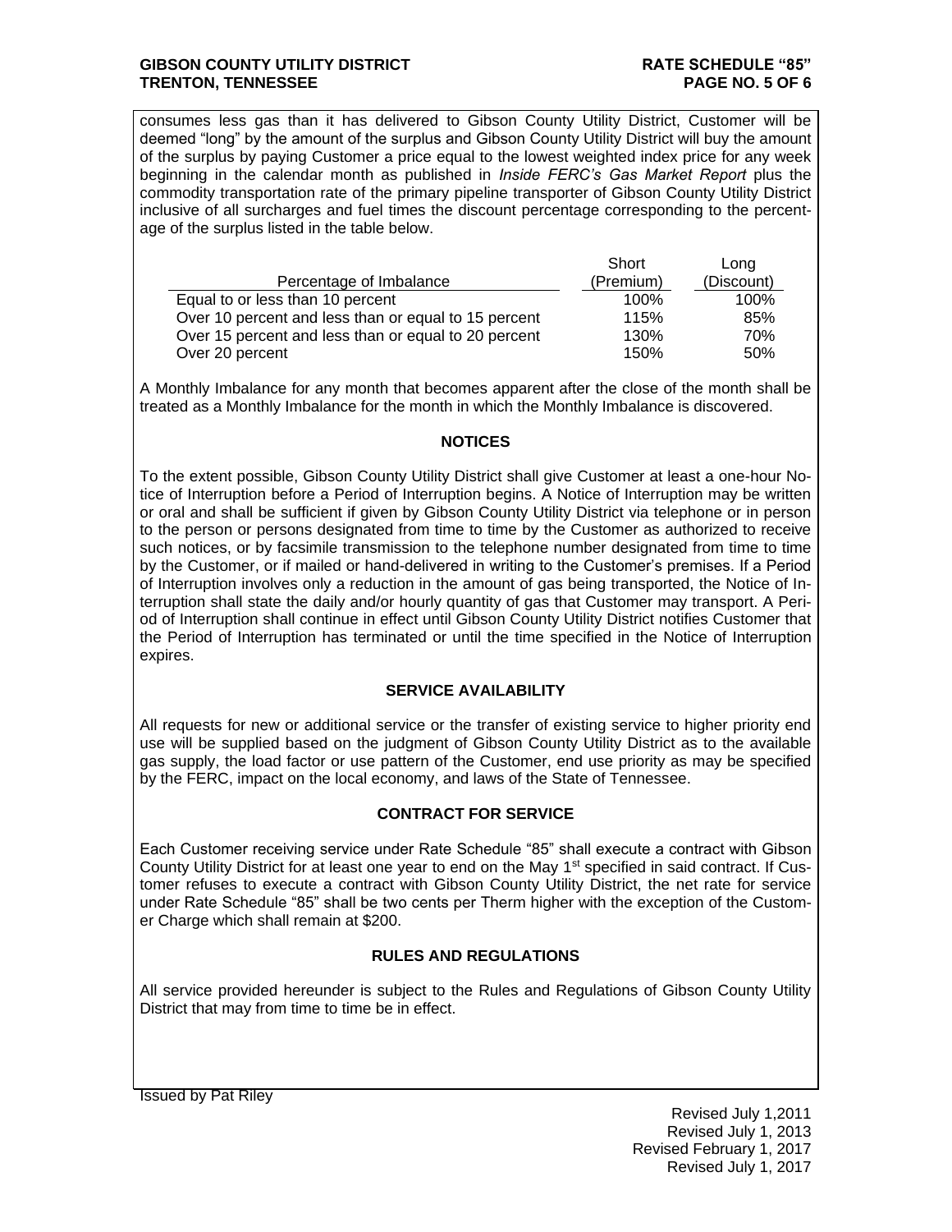consumes less gas than it has delivered to Gibson County Utility District, Customer will be deemed "long" by the amount of the surplus and Gibson County Utility District will buy the amount of the surplus by paying Customer a price equal to the lowest weighted index price for any week beginning in the calendar month as published in *Inside FERC's Gas Market Report* plus the commodity transportation rate of the primary pipeline transporter of Gibson County Utility District inclusive of all surcharges and fuel times the discount percentage corresponding to the percentage of the surplus listed in the table below.

| Percentage of Imbalance | Short (Premium) | Long (Discount) |
|---|---|---|
| Equal to or less than 10 percent | 100% | 100% |
| Over 10 percent and less than or equal to 15 percent | 115% | 85% |
| Over 15 percent and less than or equal to 20 percent | 130% | 70% |
| Over 20 percent | 150% | 50% |

A Monthly Imbalance for any month that becomes apparent after the close of the month shall be treated as a Monthly Imbalance for the month in which the Monthly Imbalance is discovered.

## NOTICES

To the extent possible, Gibson County Utility District shall give Customer at least a one-hour Notice of Interruption before a Period of Interruption begins. A Notice of Interruption may be written or oral and shall be sufficient if given by Gibson County Utility District via telephone or in person to the person or persons designated from time to time by the Customer as authorized to receive such notices, or by facsimile transmission to the telephone number designated from time to time by the Customer, or if mailed or hand-delivered in writing to the Customer's premises. If a Period of Interruption involves only a reduction in the amount of gas being transported, the Notice of Interruption shall state the daily and/or hourly quantity of gas that Customer may transport. A Period of Interruption shall continue in effect until Gibson County Utility District notifies Customer that the Period of Interruption has terminated or until the time specified in the Notice of Interruption expires.

## SERVICE AVAILABILITY

All requests for new or additional service or the transfer of existing service to higher priority end use will be supplied based on the judgment of Gibson County Utility District as to the available gas supply, the load factor or use pattern of the Customer, end use priority as may be specified by the FERC, impact on the local economy, and laws of the State of Tennessee.

## CONTRACT FOR SERVICE

Each Customer receiving service under Rate Schedule "85" shall execute a contract with Gibson County Utility District for at least one year to end on the May 1st specified in said contract. If Customer refuses to execute a contract with Gibson County Utility District, the net rate for service under Rate Schedule "85" shall be two cents per Therm higher with the exception of the Customer Charge which shall remain at $200.

## RULES AND REGULATIONS

All service provided hereunder is subject to the Rules and Regulations of Gibson County Utility District that may from time to time be in effect.

Issued by Pat Riley

Revised July 1,2011
Revised July 1, 2013
Revised February 1, 2017
Revised July 1, 2017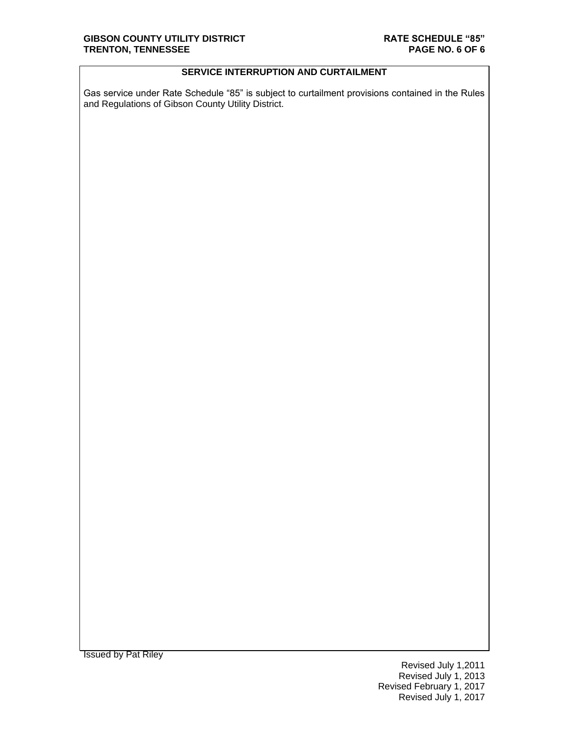## SERVICE INTERRUPTION AND CURTAILMENT

Gas service under Rate Schedule “85” is subject to curtailment provisions contained in the Rules and Regulations of Gibson County Utility District.

Issued by Pat Riley

Revised July 1,2011
Revised July 1, 2013
Revised February 1, 2017
Revised July 1, 2017